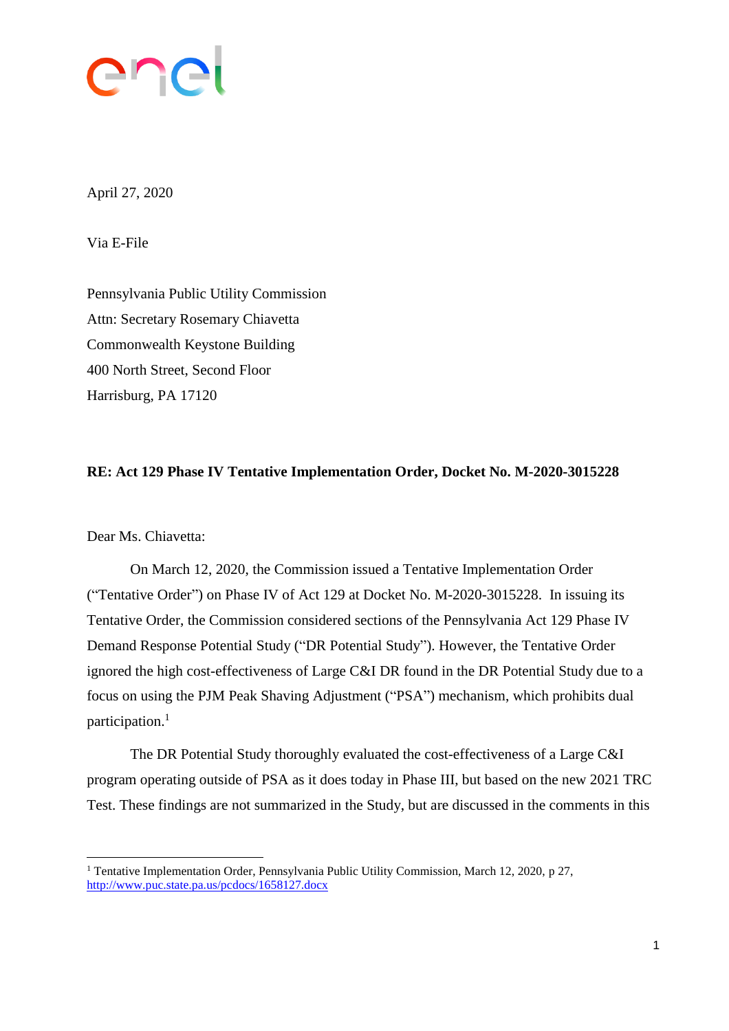enel

April 27, 2020

Via E-File

Pennsylvania Public Utility Commission  
Attn: Secretary Rosemary Chiavetta  
Commonwealth Keystone Building  
400 North Street, Second Floor  
Harrisburg, PA 17120

**RE: Act 129 Phase IV Tentative Implementation Order, Docket No. M-2020-3015228**

Dear Ms. Chiavetta:

On March 12, 2020, the Commission issued a Tentative Implementation Order ("Tentative Order") on Phase IV of Act 129 at Docket No. M-2020-3015228. In issuing its Tentative Order, the Commission considered sections of the Pennsylvania Act 129 Phase IV Demand Response Potential Study ("DR Potential Study"). However, the Tentative Order ignored the high cost-effectiveness of Large C&I DR found in the DR Potential Study due to a focus on using the PJM Peak Shaving Adjustment ("PSA") mechanism, which prohibits dual participation.[1]

The DR Potential Study thoroughly evaluated the cost-effectiveness of a Large C&I program operating outside of PSA as it does today in Phase III, but based on the new 2021 TRC Test. These findings are not summarized in the Study, but are discussed in the comments in this

[1] Tentative Implementation Order, Pennsylvania Public Utility Commission, March 12, 2020, p 27, http://www.puc.state.pa.us/pcdocs/1658127.docx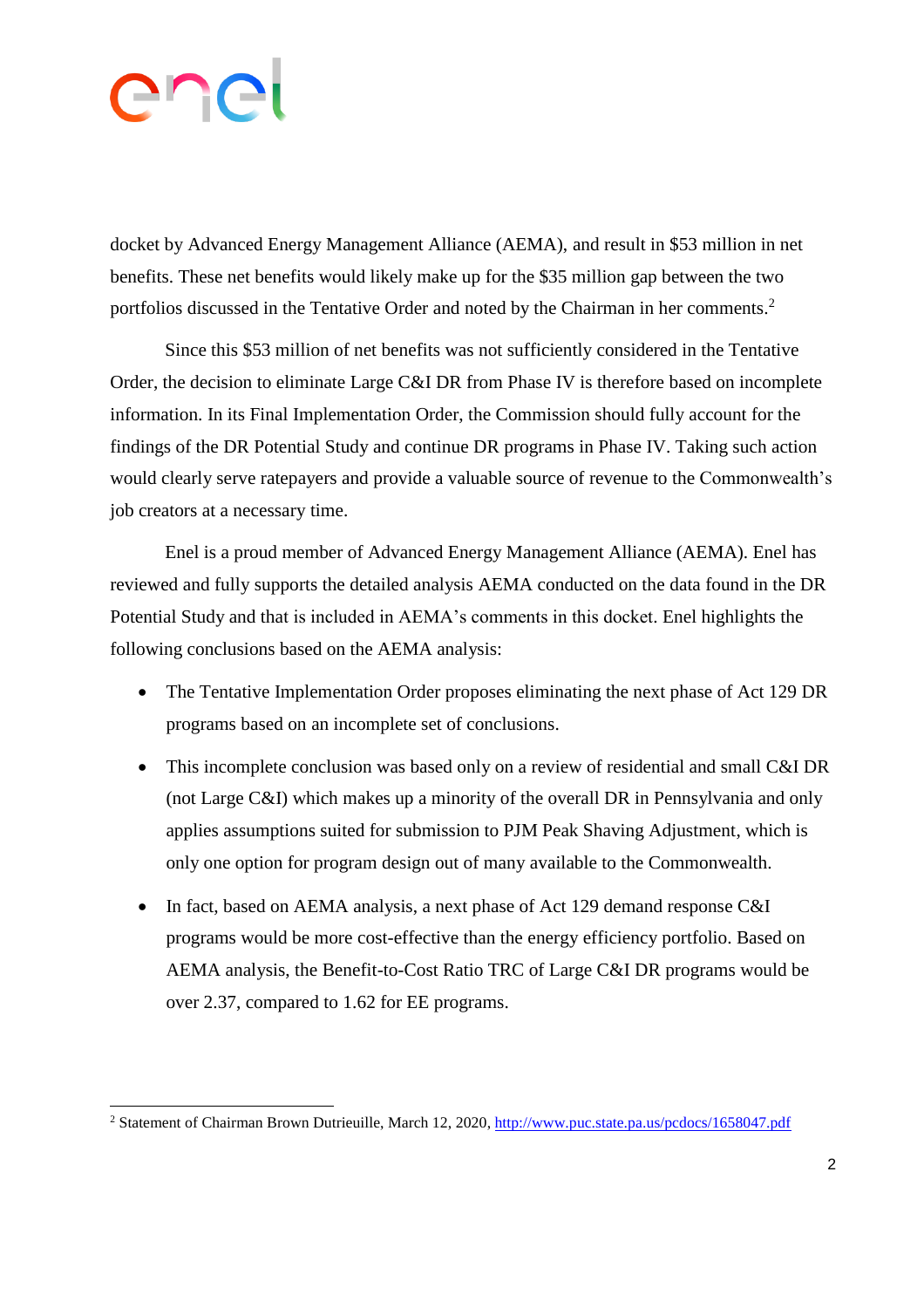docket by Advanced Energy Management Alliance (AEMA), and result in $53 million in net benefits. These net benefits would likely make up for the $35 million gap between the two portfolios discussed in the Tentative Order and noted by the Chairman in her comments.[2]

Since this $53 million of net benefits was not sufficiently considered in the Tentative Order, the decision to eliminate Large C&I DR from Phase IV is therefore based on incomplete information. In its Final Implementation Order, the Commission should fully account for the findings of the DR Potential Study and continue DR programs in Phase IV. Taking such action would clearly serve ratepayers and provide a valuable source of revenue to the Commonwealth's job creators at a necessary time.

Enel is a proud member of Advanced Energy Management Alliance (AEMA). Enel has reviewed and fully supports the detailed analysis AEMA conducted on the data found in the DR Potential Study and that is included in AEMA's comments in this docket. Enel highlights the following conclusions based on the AEMA analysis:

- The Tentative Implementation Order proposes eliminating the next phase of Act 129 DR programs based on an incomplete set of conclusions.
- This incomplete conclusion was based only on a review of residential and small C&I DR (not Large C&I) which makes up a minority of the overall DR in Pennsylvania and only applies assumptions suited for submission to PJM Peak Shaving Adjustment, which is only one option for program design out of many available to the Commonwealth.
- In fact, based on AEMA analysis, a next phase of Act 129 demand response C&I programs would be more cost-effective than the energy efficiency portfolio. Based on AEMA analysis, the Benefit-to-Cost Ratio TRC of Large C&I DR programs would be over 2.37, compared to 1.62 for EE programs.

---

[2] Statement of Chairman Brown Dutrieuille, March 12, 2020, http://www.puc.state.pa.us/pcdocs/1658047.pdf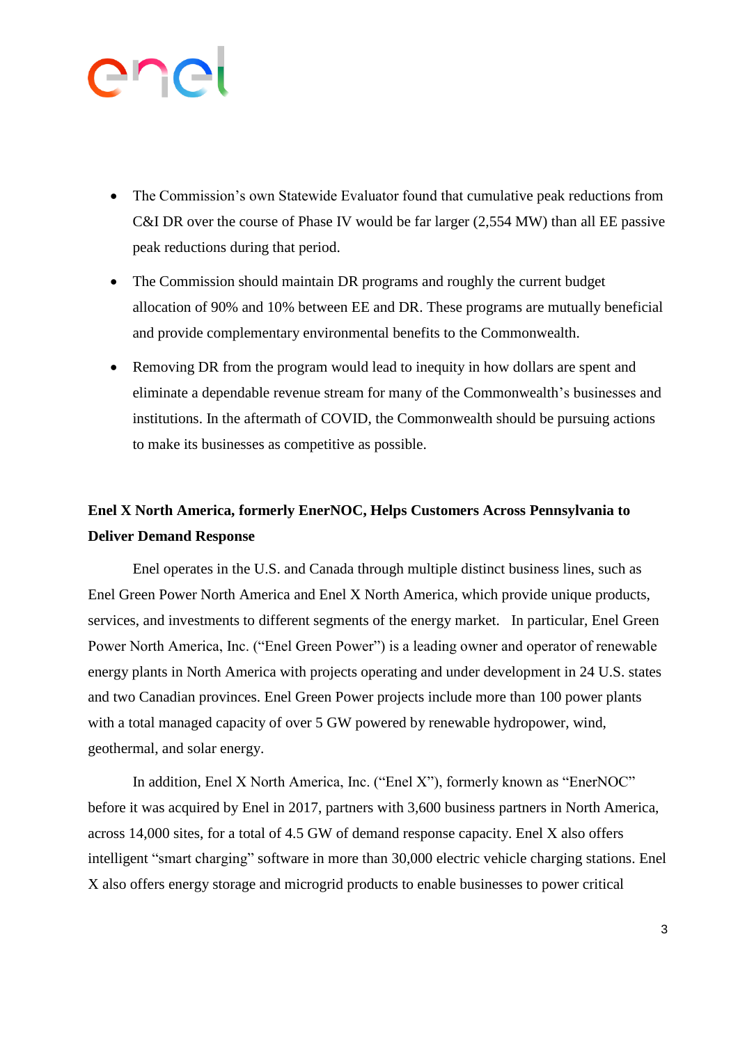- The Commission's own Statewide Evaluator found that cumulative peak reductions from C&I DR over the course of Phase IV would be far larger (2,554 MW) than all EE passive peak reductions during that period.
- The Commission should maintain DR programs and roughly the current budget allocation of 90% and 10% between EE and DR. These programs are mutually beneficial and provide complementary environmental benefits to the Commonwealth.
- Removing DR from the program would lead to inequity in how dollars are spent and eliminate a dependable revenue stream for many of the Commonwealth's businesses and institutions. In the aftermath of COVID, the Commonwealth should be pursuing actions to make its businesses as competitive as possible.

**Enel X North America, formerly EnerNOC, Helps Customers Across Pennsylvania to Deliver Demand Response**

Enel operates in the U.S. and Canada through multiple distinct business lines, such as Enel Green Power North America and Enel X North America, which provide unique products, services, and investments to different segments of the energy market. In particular, Enel Green Power North America, Inc. ("Enel Green Power") is a leading owner and operator of renewable energy plants in North America with projects operating and under development in 24 U.S. states and two Canadian provinces. Enel Green Power projects include more than 100 power plants with a total managed capacity of over 5 GW powered by renewable hydropower, wind, geothermal, and solar energy.

In addition, Enel X North America, Inc. ("Enel X"), formerly known as "EnerNOC" before it was acquired by Enel in 2017, partners with 3,600 business partners in North America, across 14,000 sites, for a total of 4.5 GW of demand response capacity. Enel X also offers intelligent "smart charging" software in more than 30,000 electric vehicle charging stations. Enel X also offers energy storage and microgrid products to enable businesses to power critical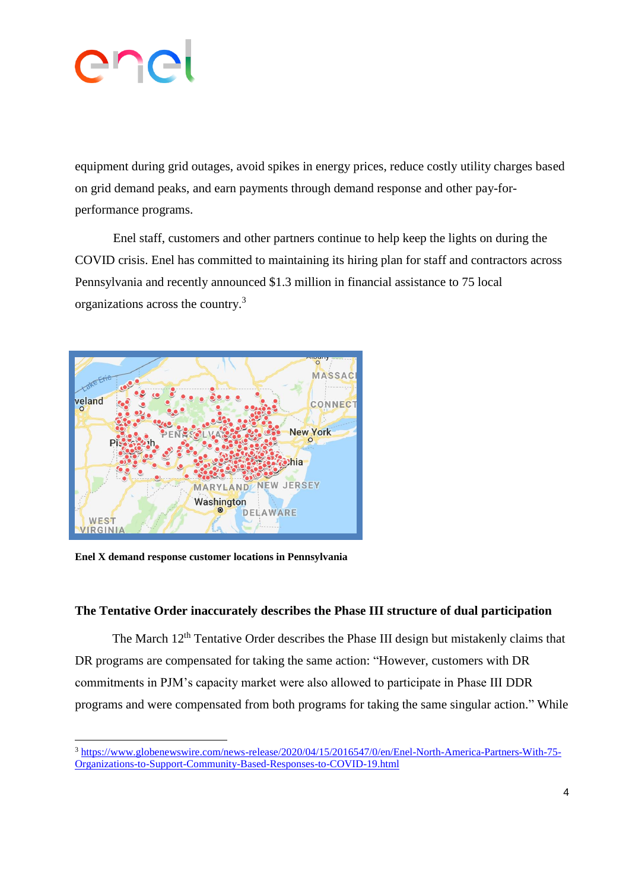equipment during grid outages, avoid spikes in energy prices, reduce costly utility charges based on grid demand peaks, and earn payments through demand response and other pay-for-performance programs.

Enel staff, customers and other partners continue to help keep the lights on during the COVID crisis. Enel has committed to maintaining its hiring plan for staff and contractors across Pennsylvania and recently announced $1.3 million in financial assistance to 75 local organizations across the country.[3]

**Enel X demand response customer locations in Pennsylvania**

## The Tentative Order inaccurately describes the Phase III structure of dual participation

The March 12th Tentative Order describes the Phase III design but mistakenly claims that DR programs are compensated for taking the same action: "However, customers with DR commitments in PJM's capacity market were also allowed to participate in Phase III DDR programs and were compensated from both programs for taking the same singular action." While

---

[3] https://www.globenewswire.com/news-release/2020/04/15/2016547/0/en/Enel-North-America-Partners-With-75-Organizations-to-Support-Community-Based-Responses-to-COVID-19.html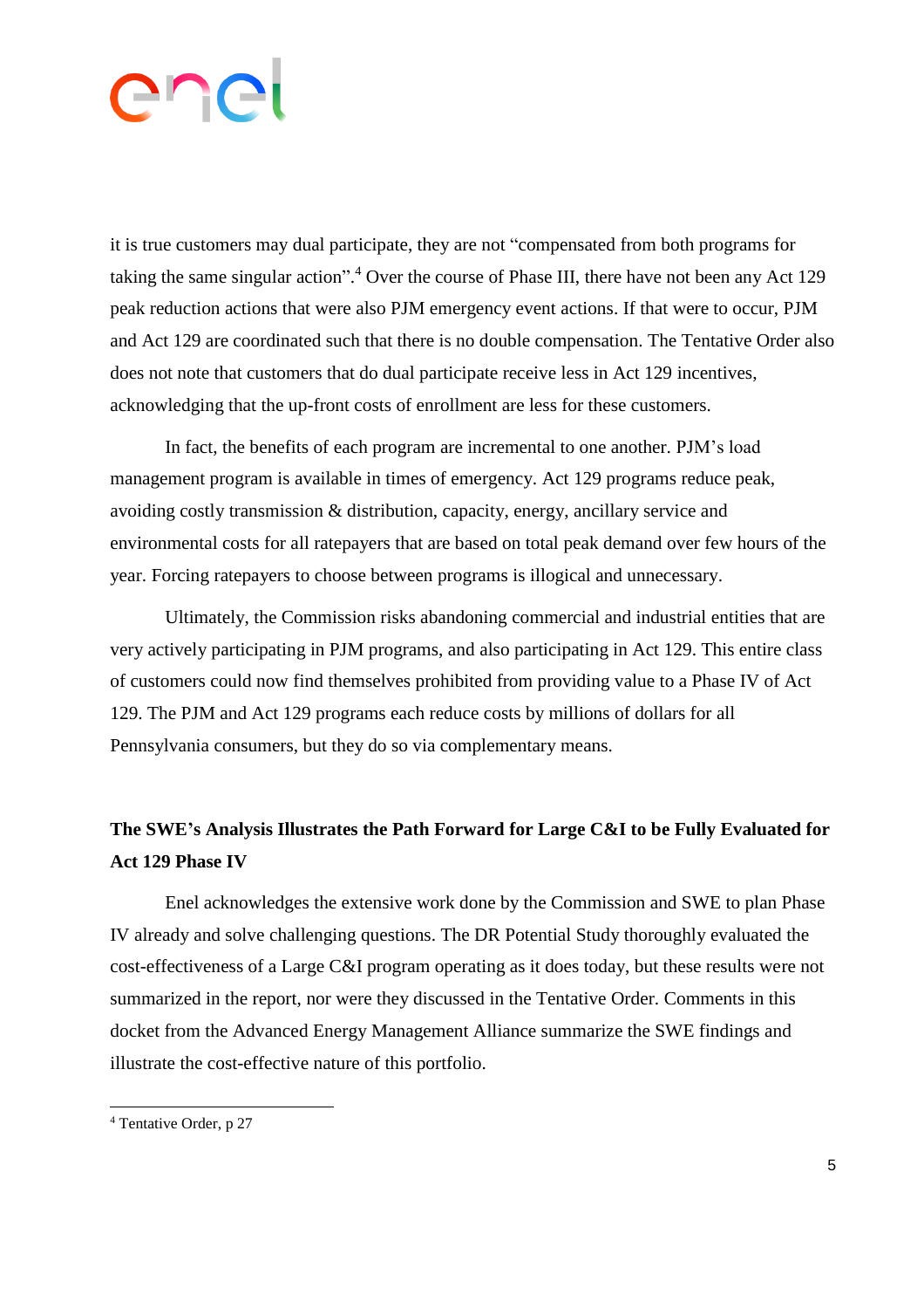it is true customers may dual participate, they are not "compensated from both programs for taking the same singular action".[4] Over the course of Phase III, there have not been any Act 129 peak reduction actions that were also PJM emergency event actions. If that were to occur, PJM and Act 129 are coordinated such that there is no double compensation. The Tentative Order also does not note that customers that do dual participate receive less in Act 129 incentives, acknowledging that the up-front costs of enrollment are less for these customers.

In fact, the benefits of each program are incremental to one another. PJM's load management program is available in times of emergency. Act 129 programs reduce peak, avoiding costly transmission & distribution, capacity, energy, ancillary service and environmental costs for all ratepayers that are based on total peak demand over few hours of the year. Forcing ratepayers to choose between programs is illogical and unnecessary.

Ultimately, the Commission risks abandoning commercial and industrial entities that are very actively participating in PJM programs, and also participating in Act 129. This entire class of customers could now find themselves prohibited from providing value to a Phase IV of Act 129. The PJM and Act 129 programs each reduce costs by millions of dollars for all Pennsylvania consumers, but they do so via complementary means.

**The SWE's Analysis Illustrates the Path Forward for Large C&I to be Fully Evaluated for Act 129 Phase IV**

Enel acknowledges the extensive work done by the Commission and SWE to plan Phase IV already and solve challenging questions. The DR Potential Study thoroughly evaluated the cost-effectiveness of a Large C&I program operating as it does today, but these results were not summarized in the report, nor were they discussed in the Tentative Order. Comments in this docket from the Advanced Energy Management Alliance summarize the SWE findings and illustrate the cost-effective nature of this portfolio.

[4] Tentative Order, p 27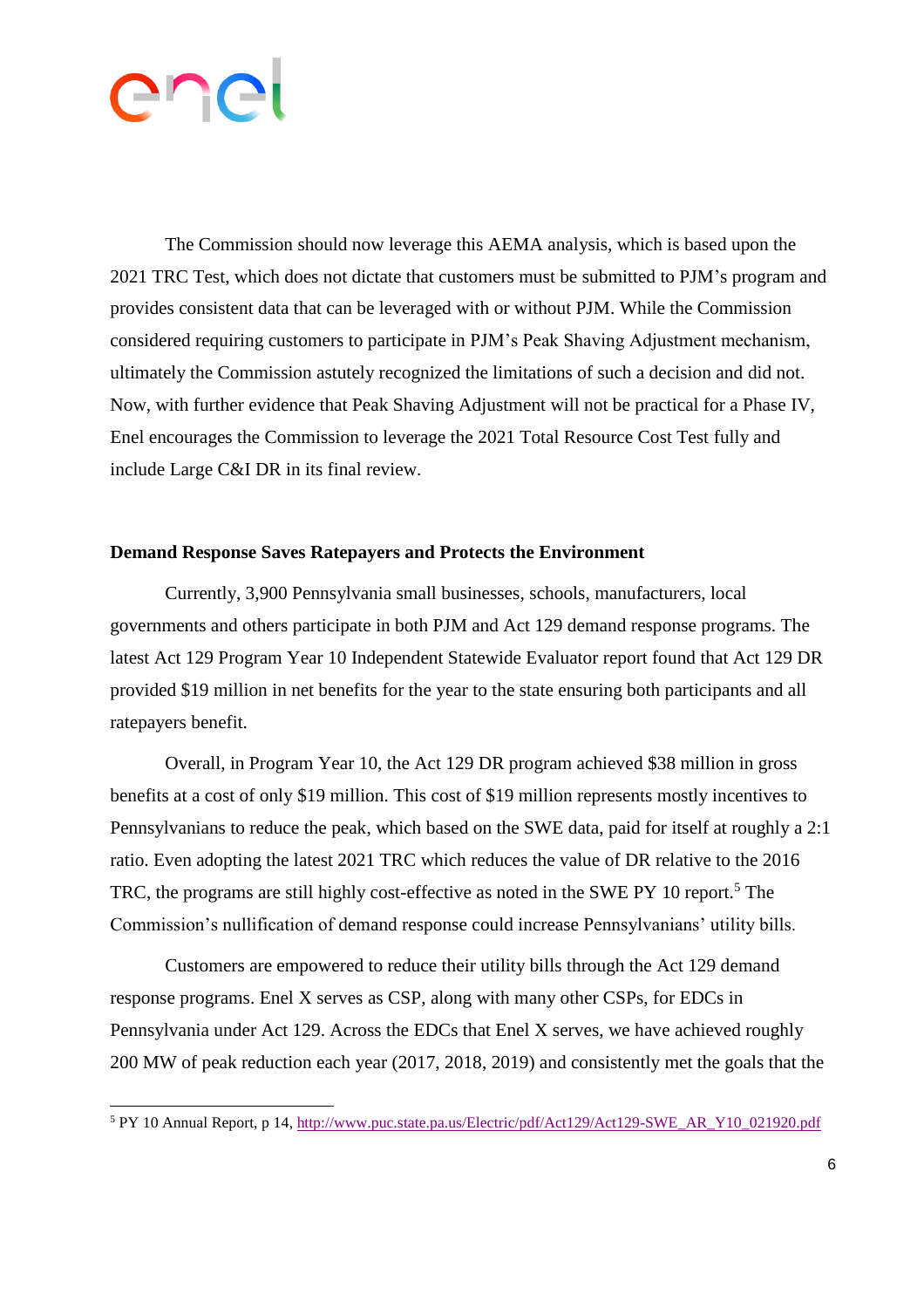The Commission should now leverage this AEMA analysis, which is based upon the 2021 TRC Test, which does not dictate that customers must be submitted to PJM's program and provides consistent data that can be leveraged with or without PJM. While the Commission considered requiring customers to participate in PJM's Peak Shaving Adjustment mechanism, ultimately the Commission astutely recognized the limitations of such a decision and did not. Now, with further evidence that Peak Shaving Adjustment will not be practical for a Phase IV, Enel encourages the Commission to leverage the 2021 Total Resource Cost Test fully and include Large C&I DR in its final review.

**Demand Response Saves Ratepayers and Protects the Environment**

Currently, 3,900 Pennsylvania small businesses, schools, manufacturers, local governments and others participate in both PJM and Act 129 demand response programs. The latest Act 129 Program Year 10 Independent Statewide Evaluator report found that Act 129 DR provided $19 million in net benefits for the year to the state ensuring both participants and all ratepayers benefit.

Overall, in Program Year 10, the Act 129 DR program achieved $38 million in gross benefits at a cost of only $19 million. This cost of $19 million represents mostly incentives to Pennsylvanians to reduce the peak, which based on the SWE data, paid for itself at roughly a 2:1 ratio. Even adopting the latest 2021 TRC which reduces the value of DR relative to the 2016 TRC, the programs are still highly cost-effective as noted in the SWE PY 10 report.[5] The Commission's nullification of demand response could increase Pennsylvanians' utility bills.

Customers are empowered to reduce their utility bills through the Act 129 demand response programs. Enel X serves as CSP, along with many other CSPs, for EDCs in Pennsylvania under Act 129. Across the EDCs that Enel X serves, we have achieved roughly 200 MW of peak reduction each year (2017, 2018, 2019) and consistently met the goals that the

---

[5] PY 10 Annual Report, p 14, http://www.puc.state.pa.us/Electric/pdf/Act129/Act129-SWE_AR_Y10_021920.pdf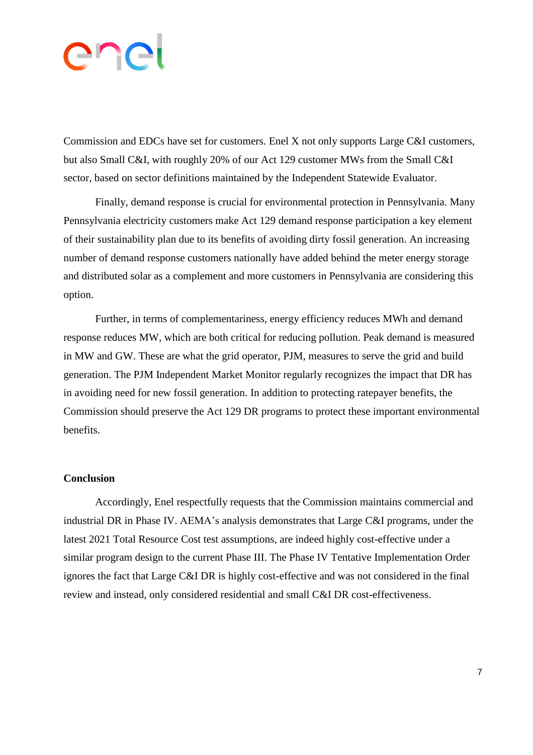Commission and EDCs have set for customers. Enel X not only supports Large C&I customers, but also Small C&I, with roughly 20% of our Act 129 customer MWs from the Small C&I sector, based on sector definitions maintained by the Independent Statewide Evaluator.

Finally, demand response is crucial for environmental protection in Pennsylvania. Many Pennsylvania electricity customers make Act 129 demand response participation a key element of their sustainability plan due to its benefits of avoiding dirty fossil generation. An increasing number of demand response customers nationally have added behind the meter energy storage and distributed solar as a complement and more customers in Pennsylvania are considering this option.

Further, in terms of complementariness, energy efficiency reduces MWh and demand response reduces MW, which are both critical for reducing pollution. Peak demand is measured in MW and GW. These are what the grid operator, PJM, measures to serve the grid and build generation. The PJM Independent Market Monitor regularly recognizes the impact that DR has in avoiding need for new fossil generation. In addition to protecting ratepayer benefits, the Commission should preserve the Act 129 DR programs to protect these important environmental benefits.

**Conclusion**

Accordingly, Enel respectfully requests that the Commission maintains commercial and industrial DR in Phase IV. AEMA's analysis demonstrates that Large C&I programs, under the latest 2021 Total Resource Cost test assumptions, are indeed highly cost-effective under a similar program design to the current Phase III. The Phase IV Tentative Implementation Order ignores the fact that Large C&I DR is highly cost-effective and was not considered in the final review and instead, only considered residential and small C&I DR cost-effectiveness.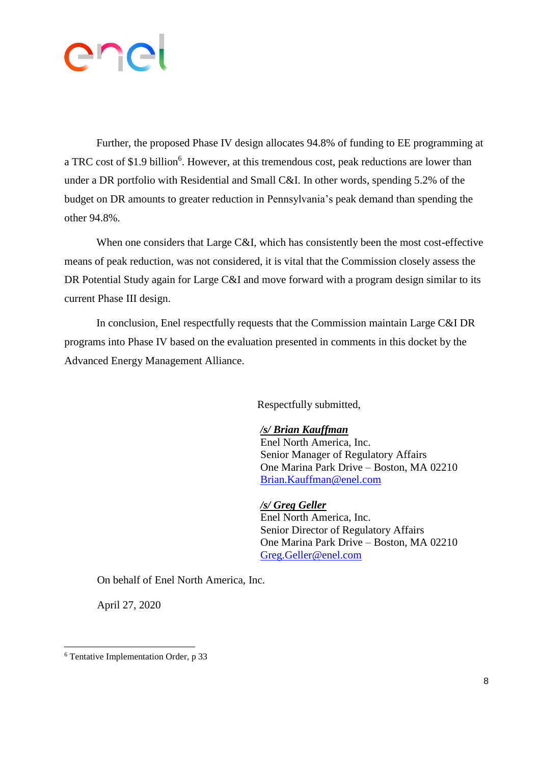Further, the proposed Phase IV design allocates 94.8% of funding to EE programming at a TRC cost of $1.9 billion[6]. However, at this tremendous cost, peak reductions are lower than under a DR portfolio with Residential and Small C&I. In other words, spending 5.2% of the budget on DR amounts to greater reduction in Pennsylvania's peak demand than spending the other 94.8%.

When one considers that Large C&I, which has consistently been the most cost-effective means of peak reduction, was not considered, it is vital that the Commission closely assess the DR Potential Study again for Large C&I and move forward with a program design similar to its current Phase III design.

In conclusion, Enel respectfully requests that the Commission maintain Large C&I DR programs into Phase IV based on the evaluation presented in comments in this docket by the Advanced Energy Management Alliance.

Respectfully submitted,

***/s/ Brian Kauffman***
Enel North America, Inc.
Senior Manager of Regulatory Affairs
One Marina Park Drive – Boston, MA 02210
Brian.Kauffman@enel.com

***/s/ Greg Geller***
Enel North America, Inc.
Senior Director of Regulatory Affairs
One Marina Park Drive – Boston, MA 02210
Greg.Geller@enel.com

On behalf of Enel North America, Inc.

April 27, 2020

---

[6] Tentative Implementation Order, p 33